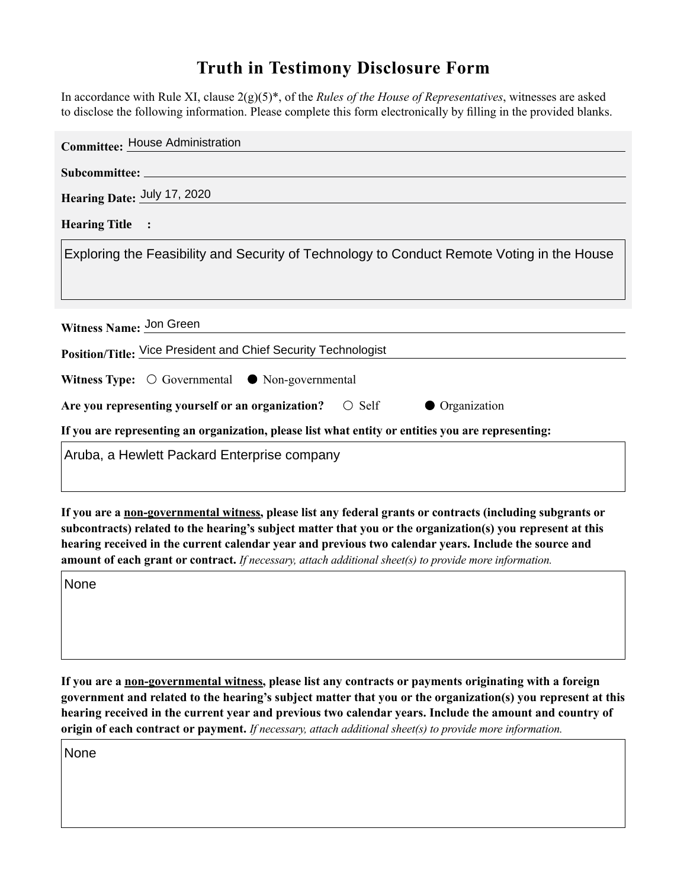# Truth in Testimony Disclosure Form

In accordance with Rule XI, clause 2(g)(5)*, of the *Rules of the House of Representatives*, witnesses are asked to disclose the following information. Please complete this form electronically by filling in the provided blanks.

**Committee:** House Administration

**Subcommittee:**

**Hearing Date:** July 17, 2020

**Hearing Title:**

Exploring the Feasibility and Security of Technology to Conduct Remote Voting in the House

**Witness Name:** Jon Green

**Position/Title:** Vice President and Chief Security Technologist

**Witness Type:** ○ Governmental ● Non-governmental

**Are you representing yourself or an organization?** ○ Self ● Organization

**If you are representing an organization, please list what entity or entities you are representing:**

Aruba, a Hewlett Packard Enterprise company

**If you are a non-governmental witness, please list any federal grants or contracts (including subgrants or subcontracts) related to the hearing's subject matter that you or the organization(s) you represent at this hearing received in the current calendar year and previous two calendar years. Include the source and amount of each grant or contract.** *If necessary, attach additional sheet(s) to provide more information.*

None

**If you are a non-governmental witness, please list any contracts or payments originating with a foreign government and related to the hearing's subject matter that you or the organization(s) you represent at this hearing received in the current year and previous two calendar years. Include the amount and country of origin of each contract or payment.** *If necessary, attach additional sheet(s) to provide more information.*

None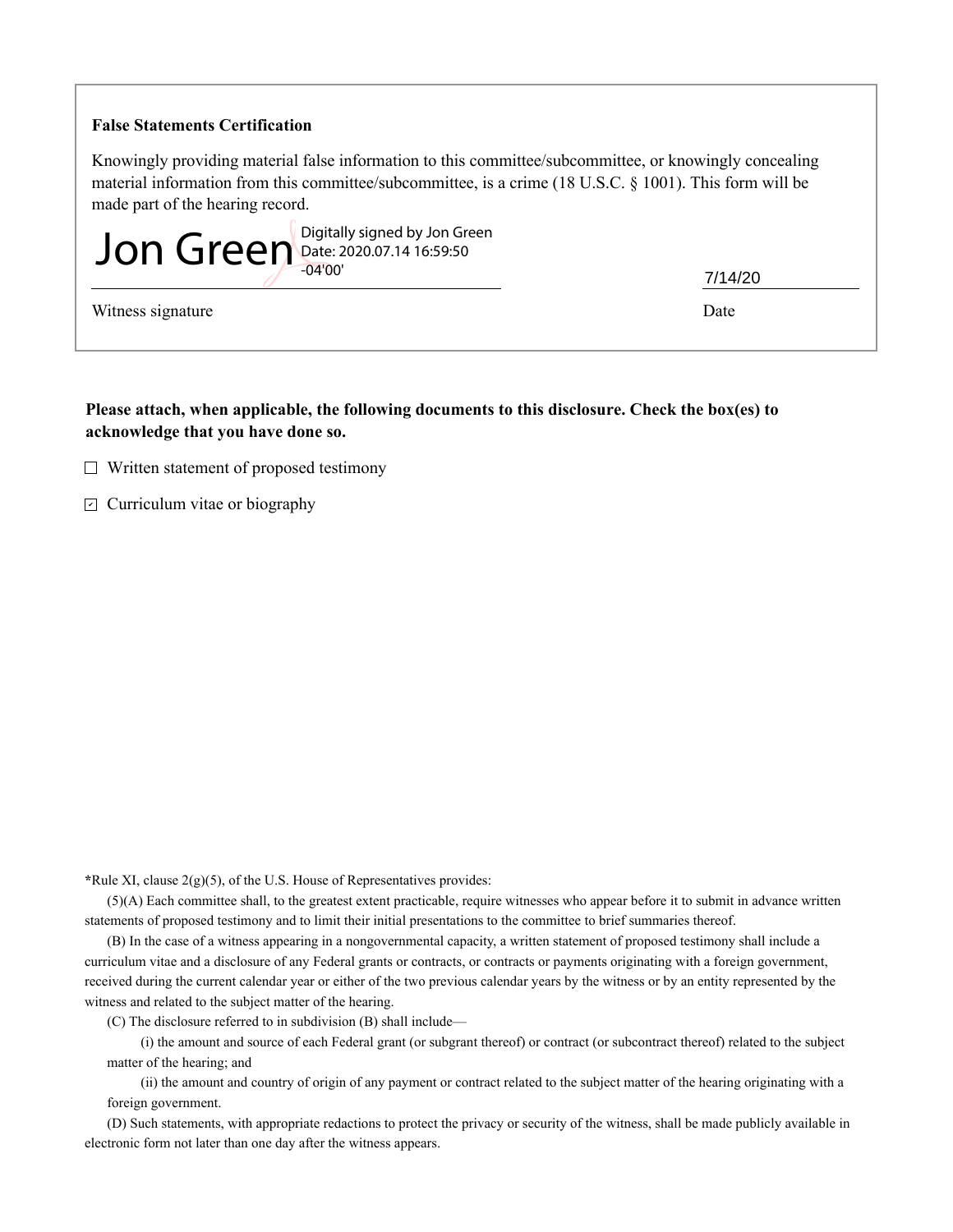**False Statements Certification**

Knowingly providing material false information to this committee/subcommittee, or knowingly concealing material information from this committee/subcommittee, is a crime (18 U.S.C. § 1001). This form will be made part of the hearing record.

Jon Green Digitally signed by Jon Green Date: 2020.07.14 16:59:50 -04'00'

Witness signature

7/14/20

Date

**Please attach, when applicable, the following documents to this disclosure. Check the box(es) to acknowledge that you have done so.**

- [ ] Written statement of proposed testimony
- [x] Curriculum vitae or biography

**\***Rule XI, clause 2(g)(5), of the U.S. House of Representatives provides:

(5)(A) Each committee shall, to the greatest extent practicable, require witnesses who appear before it to submit in advance written statements of proposed testimony and to limit their initial presentations to the committee to brief summaries thereof.

(B) In the case of a witness appearing in a nongovernmental capacity, a written statement of proposed testimony shall include a curriculum vitae and a disclosure of any Federal grants or contracts, or contracts or payments originating with a foreign government, received during the current calendar year or either of the two previous calendar years by the witness or by an entity represented by the witness and related to the subject matter of the hearing.

(C) The disclosure referred to in subdivision (B) shall include—

(i) the amount and source of each Federal grant (or subgrant thereof) or contract (or subcontract thereof) related to the subject matter of the hearing; and

(ii) the amount and country of origin of any payment or contract related to the subject matter of the hearing originating with a foreign government.

(D) Such statements, with appropriate redactions to protect the privacy or security of the witness, shall be made publicly available in electronic form not later than one day after the witness appears.